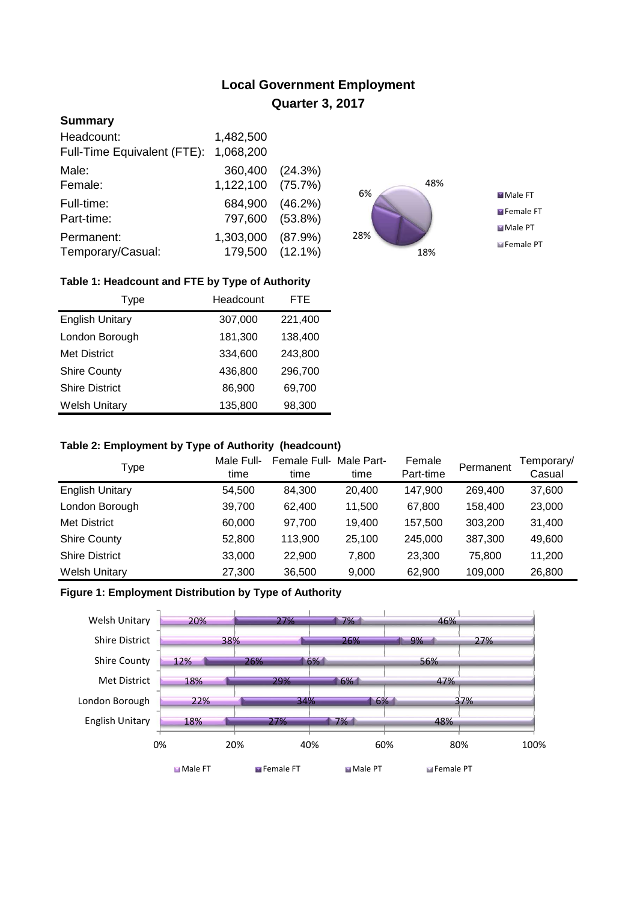# Local Government Employment
## Quarter 3, 2017

### Summary

| | | |
|---|---|---|
| Headcount: | 1,482,500 | |
| Full-Time Equivalent (FTE): | 1,068,200 | |
| Male: | 360,400 | (24.3%) |
| Female: | 1,122,100 | (75.7%) |
| Full-time: | 684,900 | (46.2%) |
| Part-time: | 797,600 | (53.8%) |
| Permanent: | 1,303,000 | (87.9%) |
| Temporary/Casual: | 179,500 | (12.1%) |

**Table 1: Headcount and FTE by Type of Authority**

| Type | Headcount | FTE |
|---|---|---|
| English Unitary | 307,000 | 221,400 |
| London Borough | 181,300 | 138,400 |
| Met District | 334,600 | 243,800 |
| Shire County | 436,800 | 296,700 |
| Shire District | 86,900 | 69,700 |
| Welsh Unitary | 135,800 | 98,300 |

**Table 2: Employment by Type of Authority (headcount)**

| Type | Male Full-time | Female Full-time | Male Part-time | Female Part-time | Permanent | Temporary/ Casual |
|---|---|---|---|---|---|---|
| English Unitary | 54,500 | 84,300 | 20,400 | 147,900 | 269,400 | 37,600 |
| London Borough | 39,700 | 62,400 | 11,500 | 67,800 | 158,400 | 23,000 |
| Met District | 60,000 | 97,700 | 19,400 | 157,500 | 303,200 | 31,400 |
| Shire County | 52,800 | 113,900 | 25,100 | 245,000 | 387,300 | 49,600 |
| Shire District | 33,000 | 22,900 | 7,800 | 23,300 | 75,800 | 11,200 |
| Welsh Unitary | 27,300 | 36,500 | 9,000 | 62,900 | 109,000 | 26,800 |

**Figure 1: Employment Distribution by Type of Authority**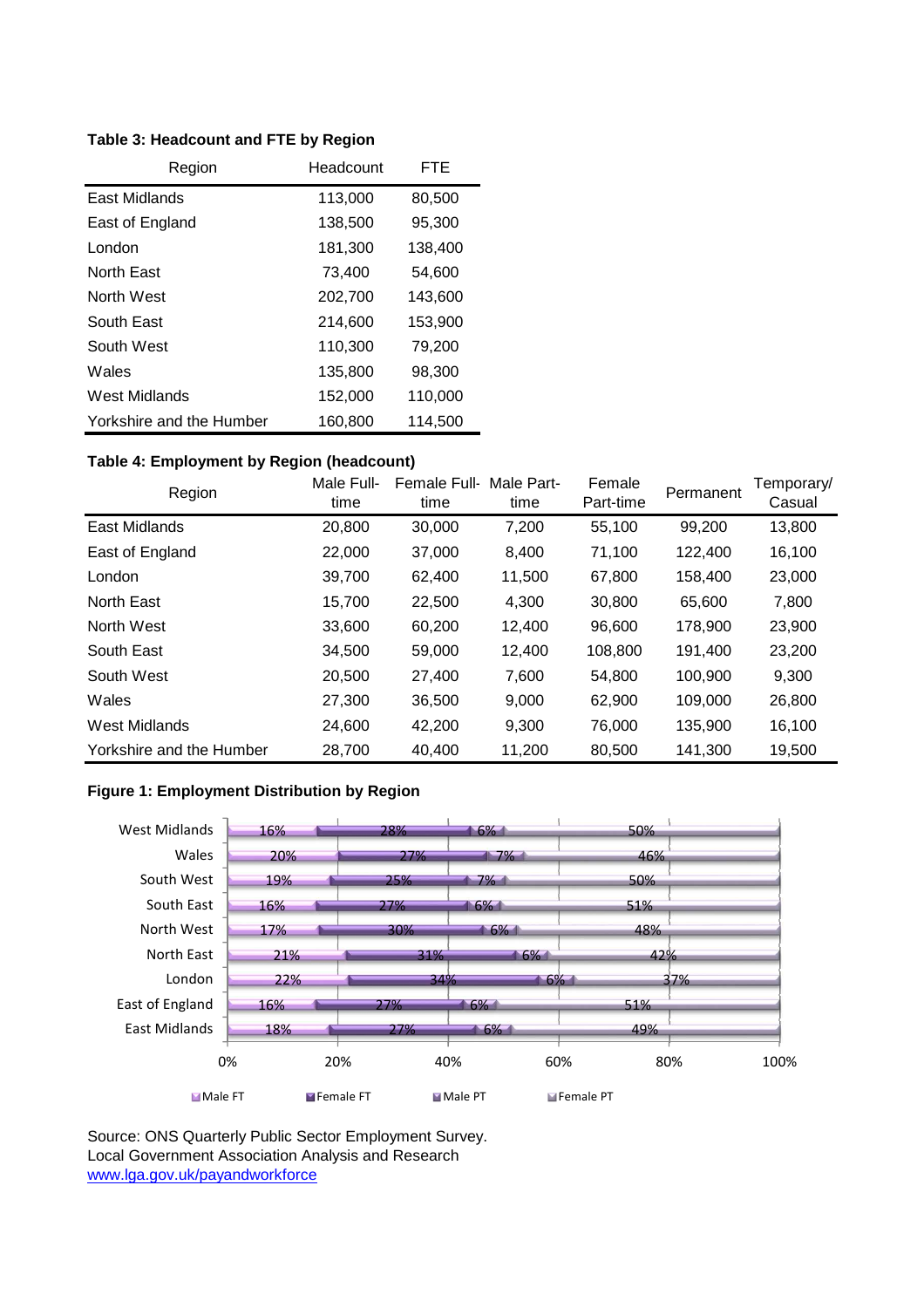**Table 3: Headcount and FTE by Region**

| Region | Headcount | FTE |
|---|---|---|
| East Midlands | 113,000 | 80,500 |
| East of England | 138,500 | 95,300 |
| London | 181,300 | 138,400 |
| North East | 73,400 | 54,600 |
| North West | 202,700 | 143,600 |
| South East | 214,600 | 153,900 |
| South West | 110,300 | 79,200 |
| Wales | 135,800 | 98,300 |
| West Midlands | 152,000 | 110,000 |
| Yorkshire and the Humber | 160,800 | 114,500 |

**Table 4: Employment by Region (headcount)**

| Region | Male Full-time | Female Full-time | Male Part-time | Female Part-time | Permanent | Temporary/ Casual |
|---|---|---|---|---|---|---|
| East Midlands | 20,800 | 30,000 | 7,200 | 55,100 | 99,200 | 13,800 |
| East of England | 22,000 | 37,000 | 8,400 | 71,100 | 122,400 | 16,100 |
| London | 39,700 | 62,400 | 11,500 | 67,800 | 158,400 | 23,000 |
| North East | 15,700 | 22,500 | 4,300 | 30,800 | 65,600 | 7,800 |
| North West | 33,600 | 60,200 | 12,400 | 96,600 | 178,900 | 23,900 |
| South East | 34,500 | 59,000 | 12,400 | 108,800 | 191,400 | 23,200 |
| South West | 20,500 | 27,400 | 7,600 | 54,800 | 100,900 | 9,300 |
| Wales | 27,300 | 36,500 | 9,000 | 62,900 | 109,000 | 26,800 |
| West Midlands | 24,600 | 42,200 | 9,300 | 76,000 | 135,900 | 16,100 |
| Yorkshire and the Humber | 28,700 | 40,400 | 11,200 | 80,500 | 141,300 | 19,500 |

**Figure 1: Employment Distribution by Region**

West Midlands 16% 28% 6% 50%
Wales 20% 27% 7% 46%
South West 19% 25% 7% 50%
South East 16% 27% 6% 51%
North West 17% 30% 6% 48%
North East 21% 31% 6% 42%
London 22% 34% 6% 37%
East of England 16% 27% 6% 51%
East Midlands 18% 27% 6% 49%

0% 20% 40% 60% 80% 100%

Male FT
Female FT
Male PT
Female PT

Source: ONS Quarterly Public Sector Employment Survey.
Local Government Association Analysis and Research
[www.lga.gov.uk/payandworkforce](http://www.lga.gov.uk/payandworkforce)